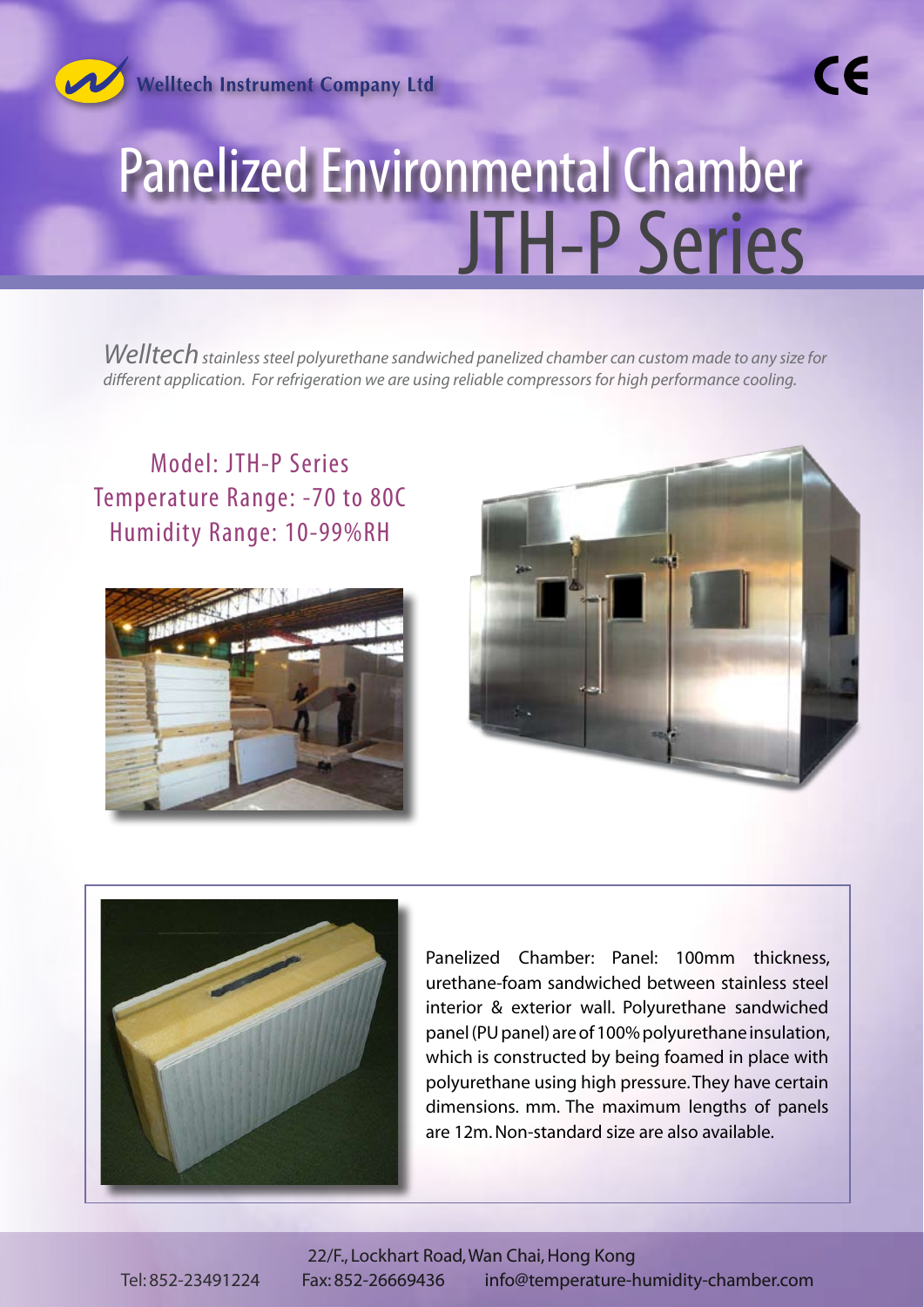Welltech Instrument Company Ltd

# Panelized Environmental Chamber
# JTH-P Series

*Welltech stainless steel polyurethane sandwiched panelized chamber can custom made to any size for different application. For refrigeration we are using reliable compressors for high performance cooling.*

Model: JTH-P Series
Temperature Range: -70 to 80C
Humidity Range: 10-99%RH

Panelized Chamber: Panel: 100mm thickness, urethane-foam sandwiched between stainless steel interior & exterior wall. Polyurethane sandwiched panel (PU panel) are of 100% polyurethane insulation, which is constructed by being foamed in place with polyurethane using high pressure. They have certain dimensions. mm. The maximum lengths of panels are 12m. Non-standard size are also available.

22/F., Lockhart Road, Wan Chai, Hong Kong
Tel: 852-23491224 Fax: 852-26669436 info@temperature-humidity-chamber.com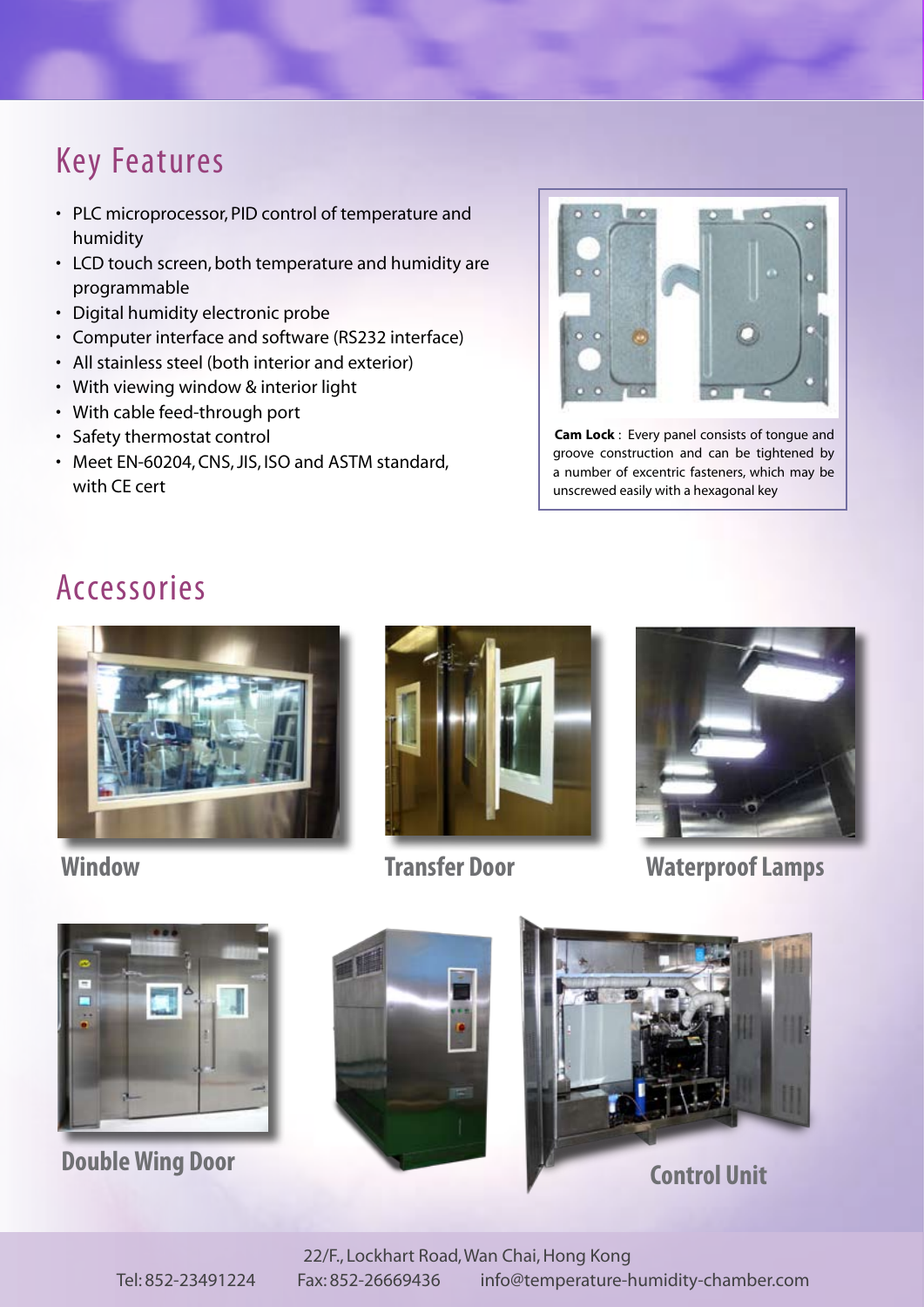## Key Features

- PLC microprocessor, PID control of temperature and humidity
- LCD touch screen, both temperature and humidity are programmable
- Digital humidity electronic probe
- Computer interface and software (RS232 interface)
- All stainless steel (both interior and exterior)
- With viewing window & interior light
- With cable feed-through port
- Safety thermostat control
- Meet EN-60204, CNS, JIS, ISO and ASTM standard, with CE cert

**Cam Lock** : Every panel consists of tongue and groove construction and can be tightened by a number of excentric fasteners, which may be unscrewed easily with a hexagonal key

## Accessories

**Window**

**Transfer Door**

**Waterproof Lamps**

**Double Wing Door**

**Control Unit**

22/F., Lockhart Road, Wan Chai, Hong Kong

Tel: 852-23491224 Fax: 852-26669436 info@temperature-humidity-chamber.com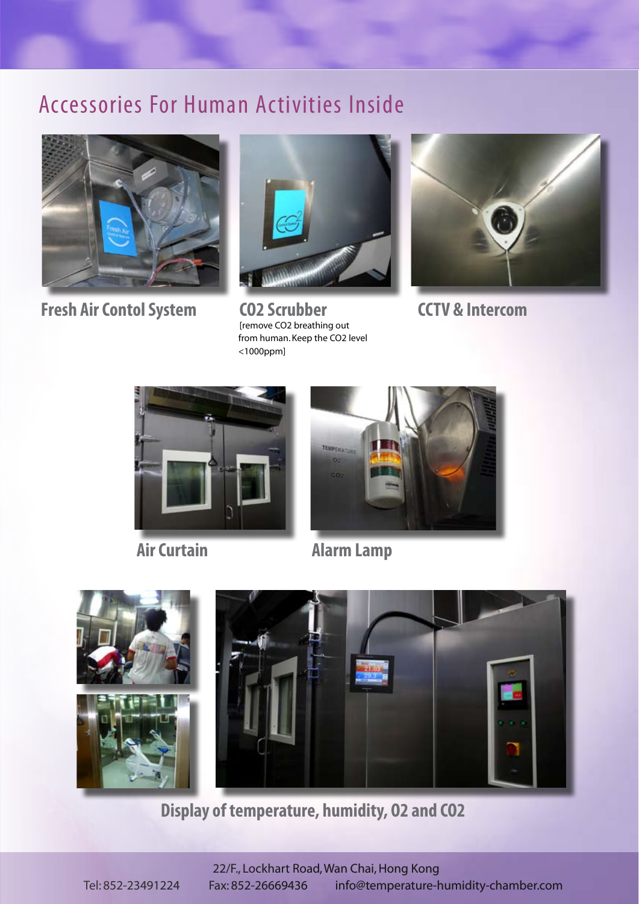# Accessories For Human Activities Inside

**Fresh Air Contol System**

**CO2 Scrubber**
[remove CO2 breathing out from human. Keep the CO2 level <1000ppm]

**CCTV & Intercom**

**Air Curtain**

**Alarm Lamp**

**Display of temperature, humidity, O2 and CO2**

22/F., Lockhart Road, Wan Chai, Hong Kong
Tel: 852-23491224 Fax: 852-26669436 info@temperature-humidity-chamber.com